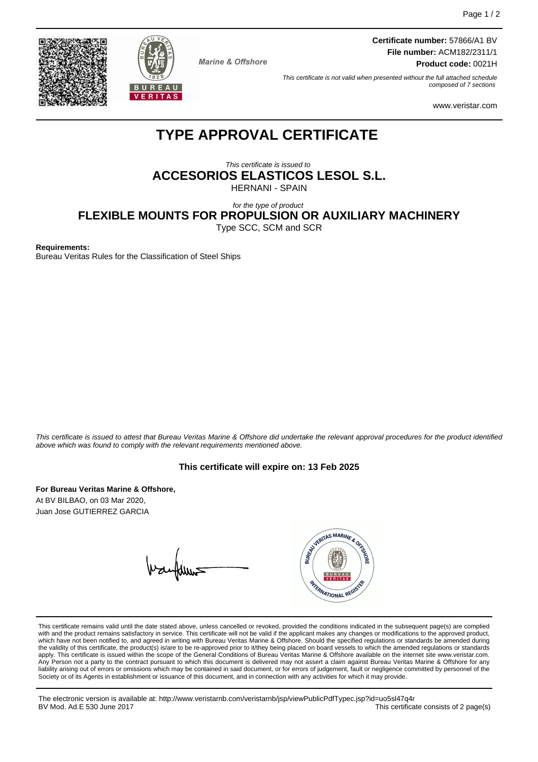**Certificate number:** 57866/A1 BV
**File number:** ACM182/2311/1
**Product code:** 0021H

Marine & Offshore

*This certificate is not valid when presented without the full attached schedule composed of 7 sections*

www.veristar.com

# TYPE APPROVAL CERTIFICATE

*This certificate is issued to*

## ACCESORIOS ELASTICOS LESOL S.L.

HERNANI - SPAIN

*for the type of product*

## FLEXIBLE MOUNTS FOR PROPULSION OR AUXILIARY MACHINERY

Type SCC, SCM and SCR

**Requirements:**
Bureau Veritas Rules for the Classification of Steel Ships

*This certificate is issued to attest that Bureau Veritas Marine & Offshore did undertake the relevant approval procedures for the product identified above which was found to comply with the relevant requirements mentioned above.*

**This certificate will expire on: 13 Feb 2025**

**For Bureau Veritas Marine & Offshore,**
At BV BILBAO, on 03 Mar 2020,
Juan Jose GUTIERREZ GARCIA

This certificate remains valid until the date stated above, unless cancelled or revoked, provided the conditions indicated in the subsequent page(s) are complied with and the product remains satisfactory in service. This certificate will not be valid if the applicant makes any changes or modifications to the approved product, which have not been notified to, and agreed in writing with Bureau Veritas Marine & Offshore. Should the specified regulations or standards be amended during the validity of this certificate, the product(s) is/are to be re-approved prior to it/they being placed on board vessels to which the amended regulations or standards apply. This certificate is issued within the scope of the General Conditions of Bureau Veritas Marine & Offshore available on the internet site www.veristar.com. Any Person not a party to the contract pursuant to which this document is delivered may not assert a claim against Bureau Veritas Marine & Offshore for any liability arising out of errors or omissions which may be contained in said document, or for errors of judgement, fault or negligence committed by personnel of the Society or of its Agents in establishment or issuance of this document, and in connection with any activities for which it may provide.

The electronic version is available at: http://www.veristarnb.com/veristarnb/jsp/viewPublicPdfTypec.jsp?id=uo5sl47q4r
BV Mod. Ad.E 530 June 2017 — This certificate consists of 2 page(s)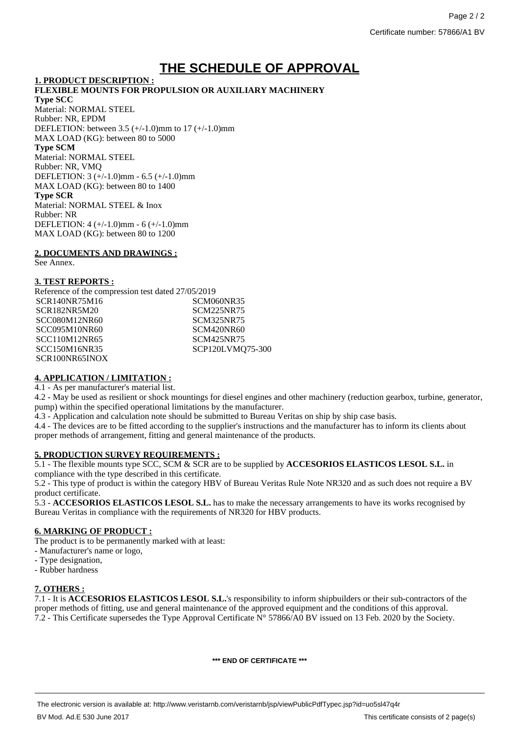Certificate number: 57866/A1 BV

# THE SCHEDULE OF APPROVAL

## 1. PRODUCT DESCRIPTION :

**FLEXIBLE MOUNTS FOR PROPULSION OR AUXILIARY MACHINERY**

**Type SCC**

Material: NORMAL STEEL
Rubber: NR, EPDM
DEFLETION: between 3.5 (+/-1.0)mm to 17 (+/-1.0)mm
MAX LOAD (KG): between 80 to 5000

**Type SCM**

Material: NORMAL STEEL
Rubber: NR, VMQ
DEFLETION: 3 (+/-1.0)mm - 6.5 (+/-1.0)mm
MAX LOAD (KG): between 80 to 1400

**Type SCR**

Material: NORMAL STEEL & Inox
Rubber: NR
DEFLETION: 4 (+/-1.0)mm - 6 (+/-1.0)mm
MAX LOAD (KG): between 80 to 1200

## 2. DOCUMENTS AND DRAWINGS :

See Annex.

## 3. TEST REPORTS :

Reference of the compression test dated 27/05/2019

SCR140NR75M16
SCR182NR5M20
SCC080M12NR60
SCC095M10NR60
SCC110M12NR65
SCC150M16NR35
SCR100NR65INOX
SCM060NR35
SCM225NR75
SCM325NR75
SCM420NR60
SCM425NR75
SCP120LVMQ75-300

## 4. APPLICATION / LIMITATION :

4.1 - As per manufacturer's material list.
4.2 - May be used as resilient or shock mountings for diesel engines and other machinery (reduction gearbox, turbine, generator, pump) within the specified operational limitations by the manufacturer.
4.3 - Application and calculation note should be submitted to Bureau Veritas on ship by ship case basis.
4.4 - The devices are to be fitted according to the supplier's instructions and the manufacturer has to inform its clients about proper methods of arrangement, fitting and general maintenance of the products.

## 5. PRODUCTION SURVEY REQUIREMENTS :

5.1 - The flexible mounts type SCC, SCM & SCR are to be supplied by **ACCESORIOS ELASTICOS LESOL S.L.** in compliance with the type described in this certificate.
5.2 - This type of product is within the category HBV of Bureau Veritas Rule Note NR320 and as such does not require a BV product certificate.
5.3 - **ACCESORIOS ELASTICOS LESOL S.L.** has to make the necessary arrangements to have its works recognised by Bureau Veritas in compliance with the requirements of NR320 for HBV products.

## 6. MARKING OF PRODUCT :

The product is to be permanently marked with at least:
- Manufacturer's name or logo,
- Type designation,
- Rubber hardness

## 7. OTHERS :

7.1 - It is **ACCESORIOS ELASTICOS LESOL S.L.**'s responsibility to inform shipbuilders or their sub-contractors of the proper methods of fitting, use and general maintenance of the approved equipment and the conditions of this approval.
7.2 - This Certificate supersedes the Type Approval Certificate N° 57866/A0 BV issued on 13 Feb. 2020 by the Society.

**\*\*\* END OF CERTIFICATE \*\*\***

The electronic version is available at: http://www.veristarnb.com/veristarnb/jsp/viewPublicPdfTypec.jsp?id=uo5sl47q4r

BV Mod. Ad.E 530 June 2017

This certificate consists of 2 page(s)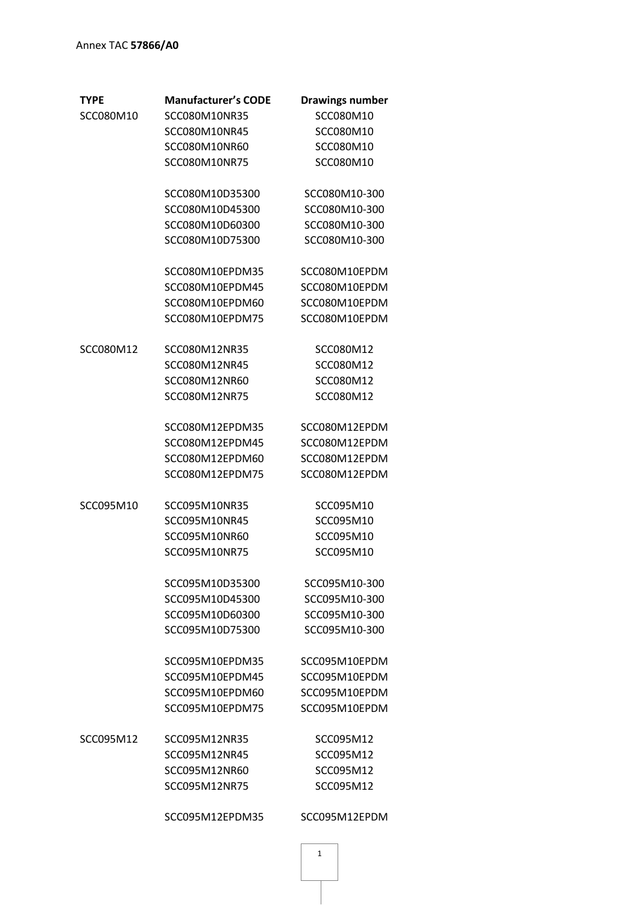Annex TAC **57866/A0**

| TYPE | Manufacturer's CODE | Drawings number |
|---|---|---|
| SCC080M10 | SCC080M10NR35 | SCC080M10 |
| | SCC080M10NR45 | SCC080M10 |
| | SCC080M10NR60 | SCC080M10 |
| | SCC080M10NR75 | SCC080M10 |
| | | |
| | SCC080M10D35300 | SCC080M10-300 |
| | SCC080M10D45300 | SCC080M10-300 |
| | SCC080M10D60300 | SCC080M10-300 |
| | SCC080M10D75300 | SCC080M10-300 |
| | | |
| | SCC080M10EPDM35 | SCC080M10EPDM |
| | SCC080M10EPDM45 | SCC080M10EPDM |
| | SCC080M10EPDM60 | SCC080M10EPDM |
| | SCC080M10EPDM75 | SCC080M10EPDM |
| | | |
| SCC080M12 | SCC080M12NR35 | SCC080M12 |
| | SCC080M12NR45 | SCC080M12 |
| | SCC080M12NR60 | SCC080M12 |
| | SCC080M12NR75 | SCC080M12 |
| | | |
| | SCC080M12EPDM35 | SCC080M12EPDM |
| | SCC080M12EPDM45 | SCC080M12EPDM |
| | SCC080M12EPDM60 | SCC080M12EPDM |
| | SCC080M12EPDM75 | SCC080M12EPDM |
| | | |
| SCC095M10 | SCC095M10NR35 | SCC095M10 |
| | SCC095M10NR45 | SCC095M10 |
| | SCC095M10NR60 | SCC095M10 |
| | SCC095M10NR75 | SCC095M10 |
| | | |
| | SCC095M10D35300 | SCC095M10-300 |
| | SCC095M10D45300 | SCC095M10-300 |
| | SCC095M10D60300 | SCC095M10-300 |
| | SCC095M10D75300 | SCC095M10-300 |
| | | |
| | SCC095M10EPDM35 | SCC095M10EPDM |
| | SCC095M10EPDM45 | SCC095M10EPDM |
| | SCC095M10EPDM60 | SCC095M10EPDM |
| | SCC095M10EPDM75 | SCC095M10EPDM |
| | | |
| SCC095M12 | SCC095M12NR35 | SCC095M12 |
| | SCC095M12NR45 | SCC095M12 |
| | SCC095M12NR60 | SCC095M12 |
| | SCC095M12NR75 | SCC095M12 |
| | | |
| | SCC095M12EPDM35 | SCC095M12EPDM |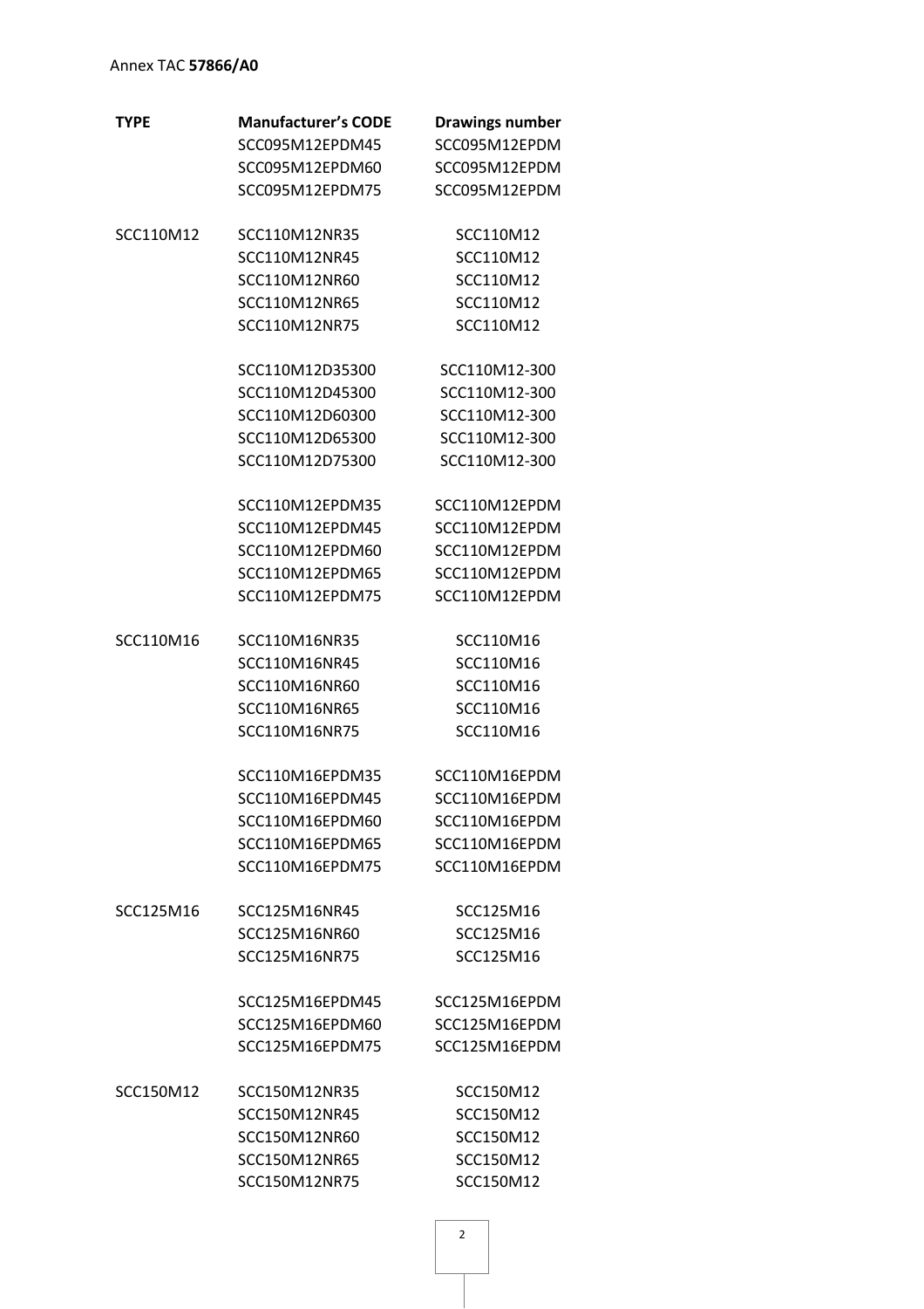| TYPE | Manufacturer's CODE | Drawings number |
|---|---|---|
| | SCC095M12EPDM45 | SCC095M12EPDM |
| | SCC095M12EPDM60 | SCC095M12EPDM |
| | SCC095M12EPDM75 | SCC095M12EPDM |
| | | |
| SCC110M12 | SCC110M12NR35 | SCC110M12 |
| | SCC110M12NR45 | SCC110M12 |
| | SCC110M12NR60 | SCC110M12 |
| | SCC110M12NR65 | SCC110M12 |
| | SCC110M12NR75 | SCC110M12 |
| | | |
| | SCC110M12D35300 | SCC110M12-300 |
| | SCC110M12D45300 | SCC110M12-300 |
| | SCC110M12D60300 | SCC110M12-300 |
| | SCC110M12D65300 | SCC110M12-300 |
| | SCC110M12D75300 | SCC110M12-300 |
| | | |
| | SCC110M12EPDM35 | SCC110M12EPDM |
| | SCC110M12EPDM45 | SCC110M12EPDM |
| | SCC110M12EPDM60 | SCC110M12EPDM |
| | SCC110M12EPDM65 | SCC110M12EPDM |
| | SCC110M12EPDM75 | SCC110M12EPDM |
| | | |
| SCC110M16 | SCC110M16NR35 | SCC110M16 |
| | SCC110M16NR45 | SCC110M16 |
| | SCC110M16NR60 | SCC110M16 |
| | SCC110M16NR65 | SCC110M16 |
| | SCC110M16NR75 | SCC110M16 |
| | | |
| | SCC110M16EPDM35 | SCC110M16EPDM |
| | SCC110M16EPDM45 | SCC110M16EPDM |
| | SCC110M16EPDM60 | SCC110M16EPDM |
| | SCC110M16EPDM65 | SCC110M16EPDM |
| | SCC110M16EPDM75 | SCC110M16EPDM |
| | | |
| SCC125M16 | SCC125M16NR45 | SCC125M16 |
| | SCC125M16NR60 | SCC125M16 |
| | SCC125M16NR75 | SCC125M16 |
| | | |
| | SCC125M16EPDM45 | SCC125M16EPDM |
| | SCC125M16EPDM60 | SCC125M16EPDM |
| | SCC125M16EPDM75 | SCC125M16EPDM |
| | | |
| SCC150M12 | SCC150M12NR35 | SCC150M12 |
| | SCC150M12NR45 | SCC150M12 |
| | SCC150M12NR60 | SCC150M12 |
| | SCC150M12NR65 | SCC150M12 |
| | SCC150M12NR75 | SCC150M12 |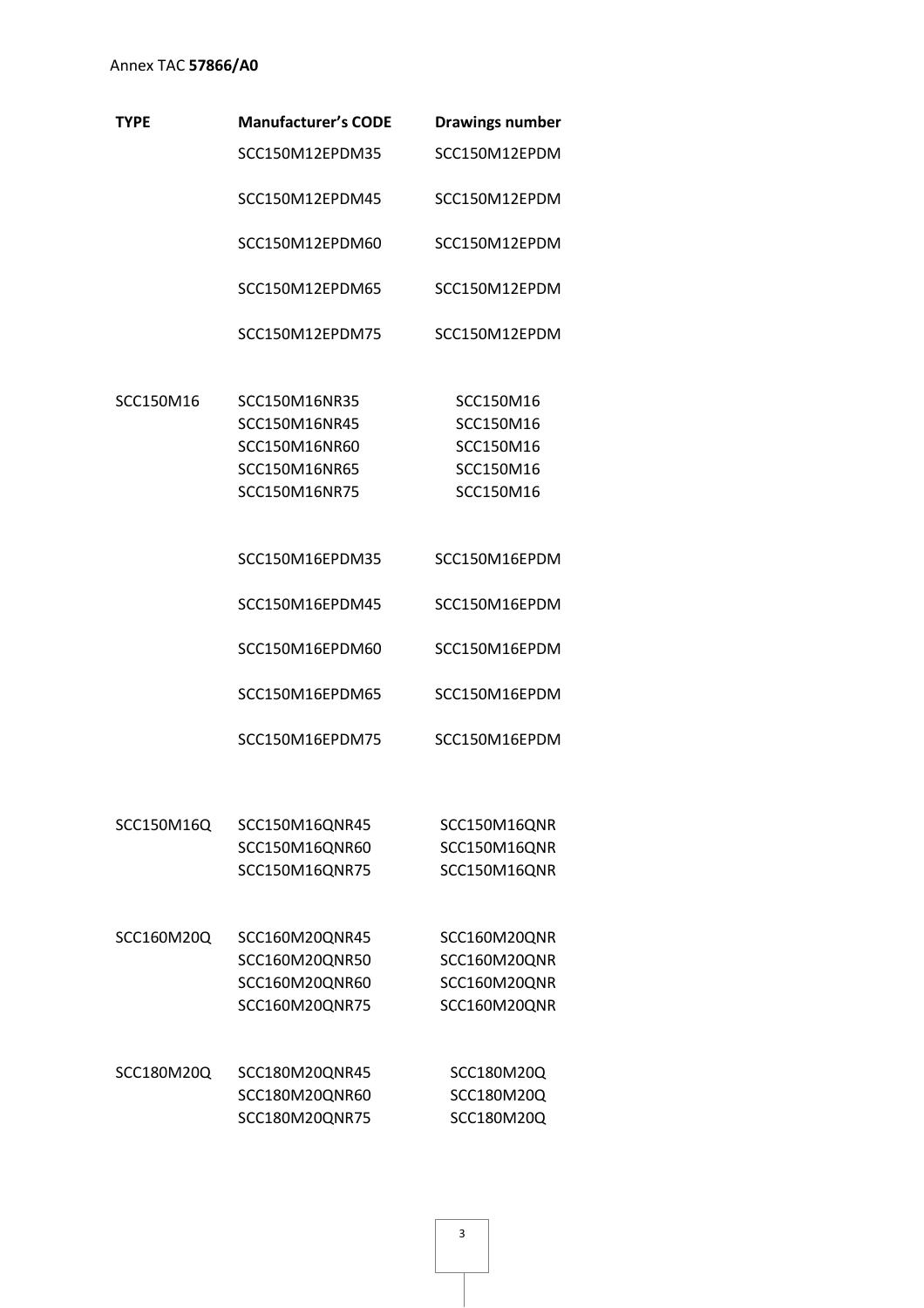Annex TAC **57866/A0**

| TYPE | Manufacturer's CODE | Drawings number |
| --- | --- | --- |
| | SCC150M12EPDM35 | SCC150M12EPDM |
| | SCC150M12EPDM45 | SCC150M12EPDM |
| | SCC150M12EPDM60 | SCC150M12EPDM |
| | SCC150M12EPDM65 | SCC150M12EPDM |
| | SCC150M12EPDM75 | SCC150M12EPDM |
| SCC150M16 | SCC150M16NR35 | SCC150M16 |
| | SCC150M16NR45 | SCC150M16 |
| | SCC150M16NR60 | SCC150M16 |
| | SCC150M16NR65 | SCC150M16 |
| | SCC150M16NR75 | SCC150M16 |
| | SCC150M16EPDM35 | SCC150M16EPDM |
| | SCC150M16EPDM45 | SCC150M16EPDM |
| | SCC150M16EPDM60 | SCC150M16EPDM |
| | SCC150M16EPDM65 | SCC150M16EPDM |
| | SCC150M16EPDM75 | SCC150M16EPDM |
| SCC150M16Q | SCC150M16QNR45 | SCC150M16QNR |
| | SCC150M16QNR60 | SCC150M16QNR |
| | SCC150M16QNR75 | SCC150M16QNR |
| SCC160M20Q | SCC160M20QNR45 | SCC160M20QNR |
| | SCC160M20QNR50 | SCC160M20QNR |
| | SCC160M20QNR60 | SCC160M20QNR |
| | SCC160M20QNR75 | SCC160M20QNR |
| SCC180M20Q | SCC180M20QNR45 | SCC180M20Q |
| | SCC180M20QNR60 | SCC180M20Q |
| | SCC180M20QNR75 | SCC180M20Q |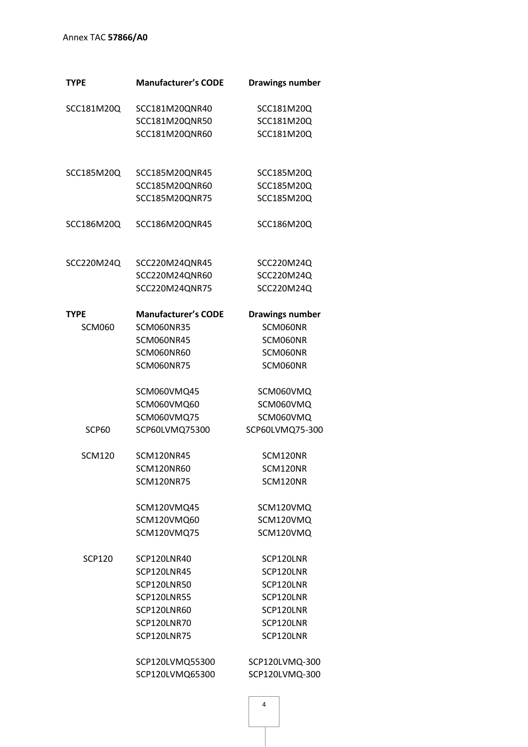| TYPE | Manufacturer's CODE | Drawings number |
|---|---|---|
| SCC181M20Q | SCC181M20QNR40 | SCC181M20Q |
| | SCC181M20QNR50 | SCC181M20Q |
| | SCC181M20QNR60 | SCC181M20Q |
| SCC185M20Q | SCC185M20QNR45 | SCC185M20Q |
| | SCC185M20QNR60 | SCC185M20Q |
| | SCC185M20QNR75 | SCC185M20Q |
| SCC186M20Q | SCC186M20QNR45 | SCC186M20Q |
| SCC220M24Q | SCC220M24QNR45 | SCC220M24Q |
| | SCC220M24QNR60 | SCC220M24Q |
| | SCC220M24QNR75 | SCC220M24Q |

| TYPE | Manufacturer's CODE | Drawings number |
|---|---|---|
| SCM060 | SCM060NR35 | SCM060NR |
| | SCM060NR45 | SCM060NR |
| | SCM060NR60 | SCM060NR |
| | SCM060NR75 | SCM060NR |
| | SCM060VMQ45 | SCM060VMQ |
| | SCM060VMQ60 | SCM060VMQ |
| | SCM060VMQ75 | SCM060VMQ |
| SCP60 | SCP60LVMQ75300 | SCP60LVMQ75-300 |
| SCM120 | SCM120NR45 | SCM120NR |
| | SCM120NR60 | SCM120NR |
| | SCM120NR75 | SCM120NR |
| | SCM120VMQ45 | SCM120VMQ |
| | SCM120VMQ60 | SCM120VMQ |
| | SCM120VMQ75 | SCM120VMQ |
| SCP120 | SCP120LNR40 | SCP120LNR |
| | SCP120LNR45 | SCP120LNR |
| | SCP120LNR50 | SCP120LNR |
| | SCP120LNR55 | SCP120LNR |
| | SCP120LNR60 | SCP120LNR |
| | SCP120LNR70 | SCP120LNR |
| | SCP120LNR75 | SCP120LNR |
| | SCP120LVMQ55300 | SCP120LVMQ-300 |
| | SCP120LVMQ65300 | SCP120LVMQ-300 |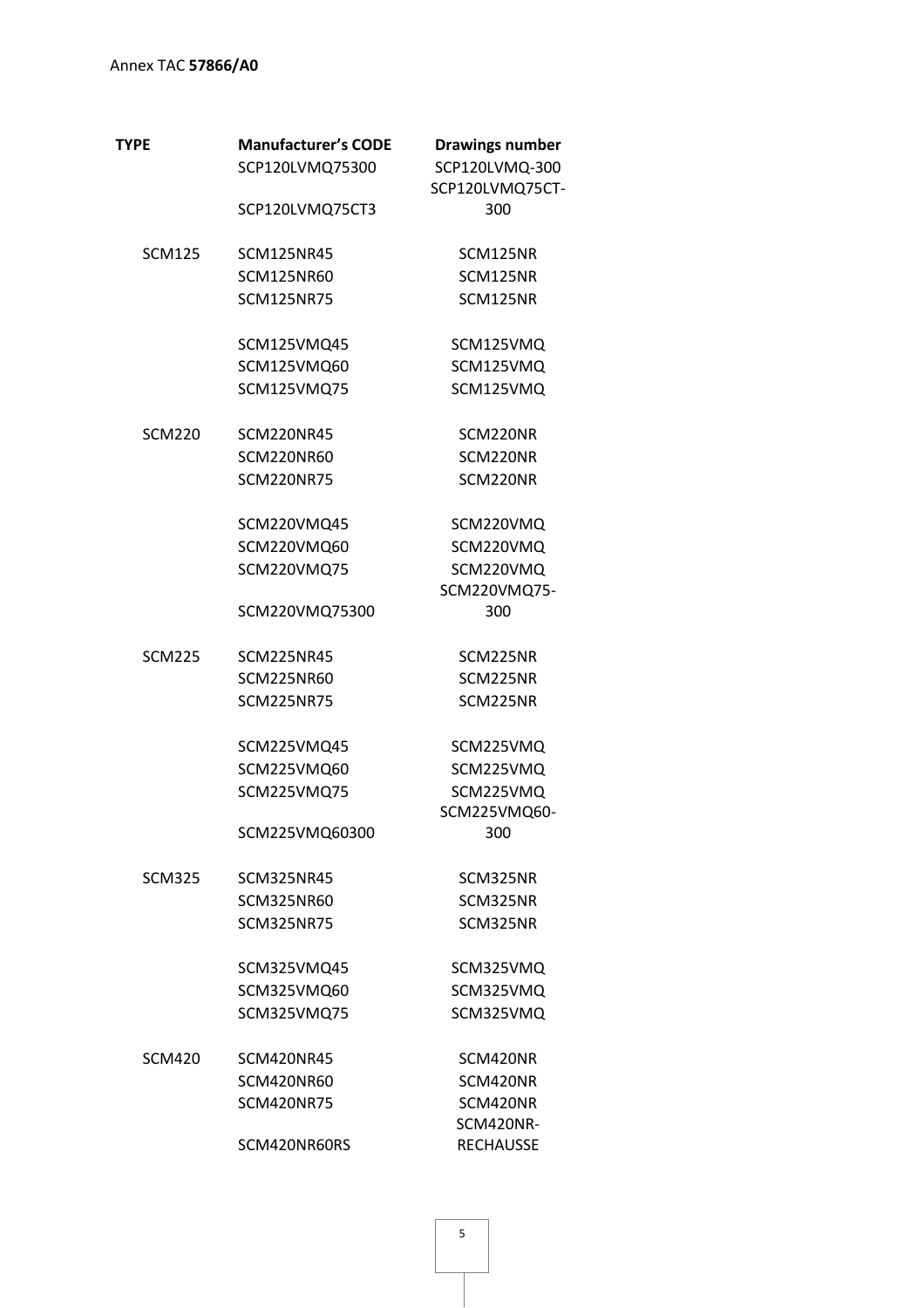Annex TAC **57866/A0**

| TYPE | Manufacturer's CODE | Drawings number |
|---|---|---|
| | SCP120LVMQ75300 | SCP120LVMQ-300 |
| | SCP120LVMQ75CT3 | SCP120LVMQ75CT-300 |
| SCM125 | SCM125NR45 | SCM125NR |
| | SCM125NR60 | SCM125NR |
| | SCM125NR75 | SCM125NR |
| | SCM125VMQ45 | SCM125VMQ |
| | SCM125VMQ60 | SCM125VMQ |
| | SCM125VMQ75 | SCM125VMQ |
| SCM220 | SCM220NR45 | SCM220NR |
| | SCM220NR60 | SCM220NR |
| | SCM220NR75 | SCM220NR |
| | SCM220VMQ45 | SCM220VMQ |
| | SCM220VMQ60 | SCM220VMQ |
| | SCM220VMQ75 | SCM220VMQ |
| | SCM220VMQ75300 | SCM220VMQ75-300 |
| SCM225 | SCM225NR45 | SCM225NR |
| | SCM225NR60 | SCM225NR |
| | SCM225NR75 | SCM225NR |
| | SCM225VMQ45 | SCM225VMQ |
| | SCM225VMQ60 | SCM225VMQ |
| | SCM225VMQ75 | SCM225VMQ |
| | SCM225VMQ60300 | SCM225VMQ60-300 |
| SCM325 | SCM325NR45 | SCM325NR |
| | SCM325NR60 | SCM325NR |
| | SCM325NR75 | SCM325NR |
| | SCM325VMQ45 | SCM325VMQ |
| | SCM325VMQ60 | SCM325VMQ |
| | SCM325VMQ75 | SCM325VMQ |
| SCM420 | SCM420NR45 | SCM420NR |
| | SCM420NR60 | SCM420NR |
| | SCM420NR75 | SCM420NR |
| | SCM420NR60RS | SCM420NR-RECHAUSSE |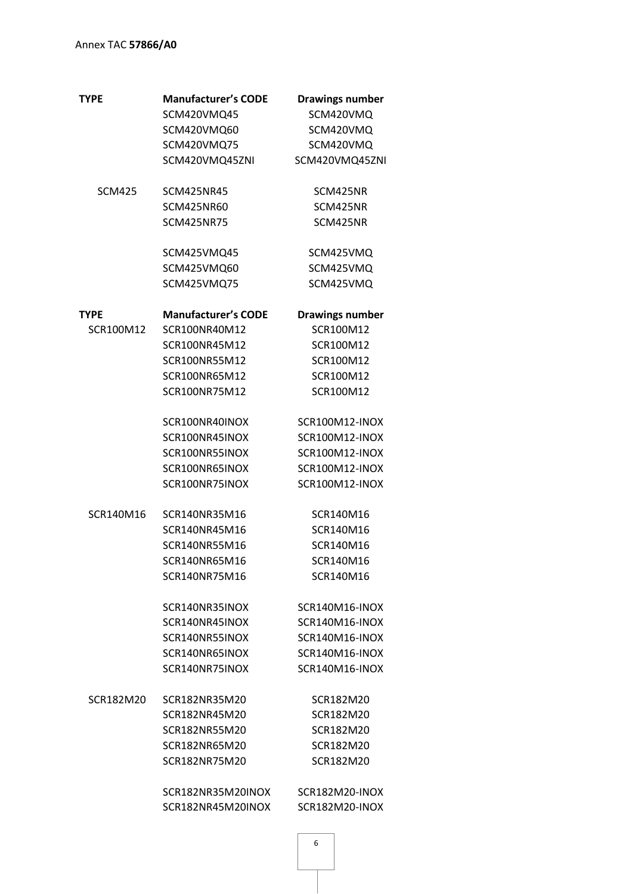| TYPE | Manufacturer's CODE | Drawings number |
|---|---|---|
| | SCM420VMQ45 | SCM420VMQ |
| | SCM420VMQ60 | SCM420VMQ |
| | SCM420VMQ75 | SCM420VMQ |
| | SCM420VMQ45ZNI | SCM420VMQ45ZNI |
| SCM425 | SCM425NR45 | SCM425NR |
| | SCM425NR60 | SCM425NR |
| | SCM425NR75 | SCM425NR |
| | SCM425VMQ45 | SCM425VMQ |
| | SCM425VMQ60 | SCM425VMQ |
| | SCM425VMQ75 | SCM425VMQ |

| TYPE | Manufacturer's CODE | Drawings number |
|---|---|---|
| SCR100M12 | SCR100NR40M12 | SCR100M12 |
| | SCR100NR45M12 | SCR100M12 |
| | SCR100NR55M12 | SCR100M12 |
| | SCR100NR65M12 | SCR100M12 |
| | SCR100NR75M12 | SCR100M12 |
| | SCR100NR40INOX | SCR100M12-INOX |
| | SCR100NR45INOX | SCR100M12-INOX |
| | SCR100NR55INOX | SCR100M12-INOX |
| | SCR100NR65INOX | SCR100M12-INOX |
| | SCR100NR75INOX | SCR100M12-INOX |
| SCR140M16 | SCR140NR35M16 | SCR140M16 |
| | SCR140NR45M16 | SCR140M16 |
| | SCR140NR55M16 | SCR140M16 |
| | SCR140NR65M16 | SCR140M16 |
| | SCR140NR75M16 | SCR140M16 |
| | SCR140NR35INOX | SCR140M16-INOX |
| | SCR140NR45INOX | SCR140M16-INOX |
| | SCR140NR55INOX | SCR140M16-INOX |
| | SCR140NR65INOX | SCR140M16-INOX |
| | SCR140NR75INOX | SCR140M16-INOX |
| SCR182M20 | SCR182NR35M20 | SCR182M20 |
| | SCR182NR45M20 | SCR182M20 |
| | SCR182NR55M20 | SCR182M20 |
| | SCR182NR65M20 | SCR182M20 |
| | SCR182NR75M20 | SCR182M20 |
| | SCR182NR35M20INOX | SCR182M20-INOX |
| | SCR182NR45M20INOX | SCR182M20-INOX |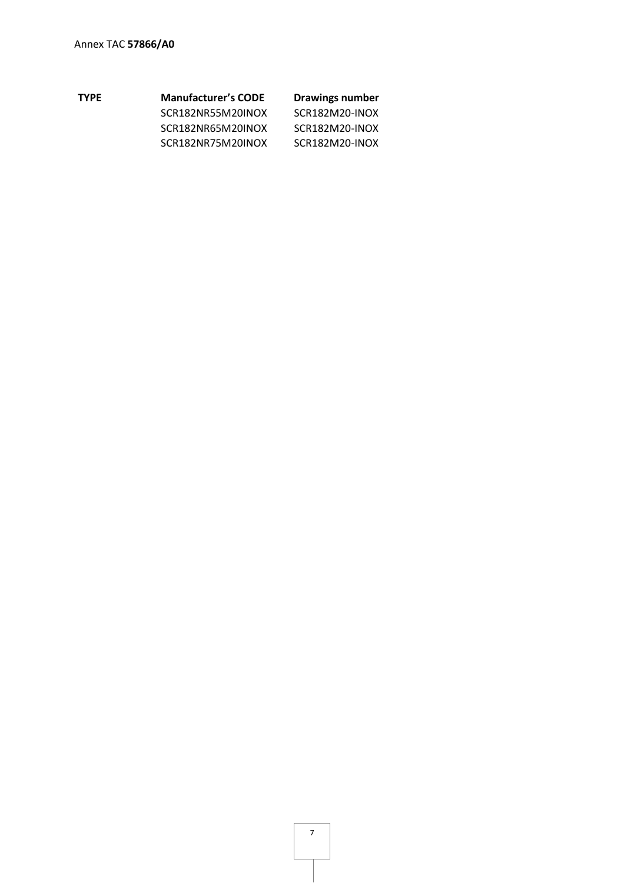Annex TAC **57866/A0**

| TYPE | Manufacturer's CODE | Drawings number |
| --- | --- | --- |
| | SCR182NR55M20INOX | SCR182M20-INOX |
| | SCR182NR65M20INOX | SCR182M20-INOX |
| | SCR182NR75M20INOX | SCR182M20-INOX |